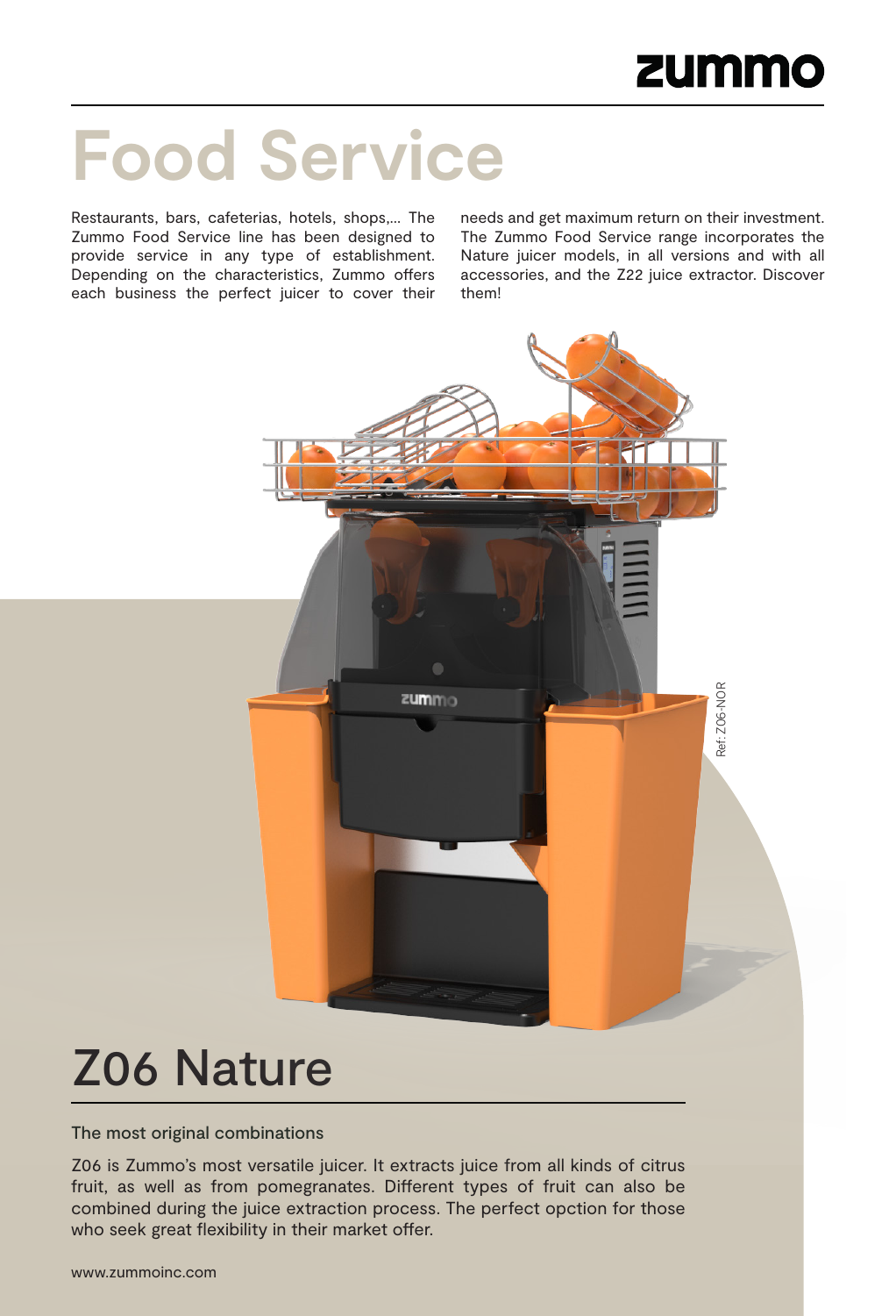zummo

# Food Service

Restaurants, bars, cafeterias, hotels, shops,... The Zummo Food Service line has been designed to provide service in any type of establishment. Depending on the characteristics, Zummo offers each business the perfect juicer to cover their needs and get maximum return on their investment. The Zummo Food Service range incorporates the Nature juicer models, in all versions and with all accessories, and the Z22 juice extractor. Discover them!

Ref: Z06-NOR

## Z06 Nature

The most original combinations

Z06 is Zummo's most versatile juicer. It extracts juice from all kinds of citrus fruit, as well as from pomegranates. Different types of fruit can also be combined during the juice extraction process. The perfect opction for those who seek great flexibility in their market offer.

www.zummoinc.com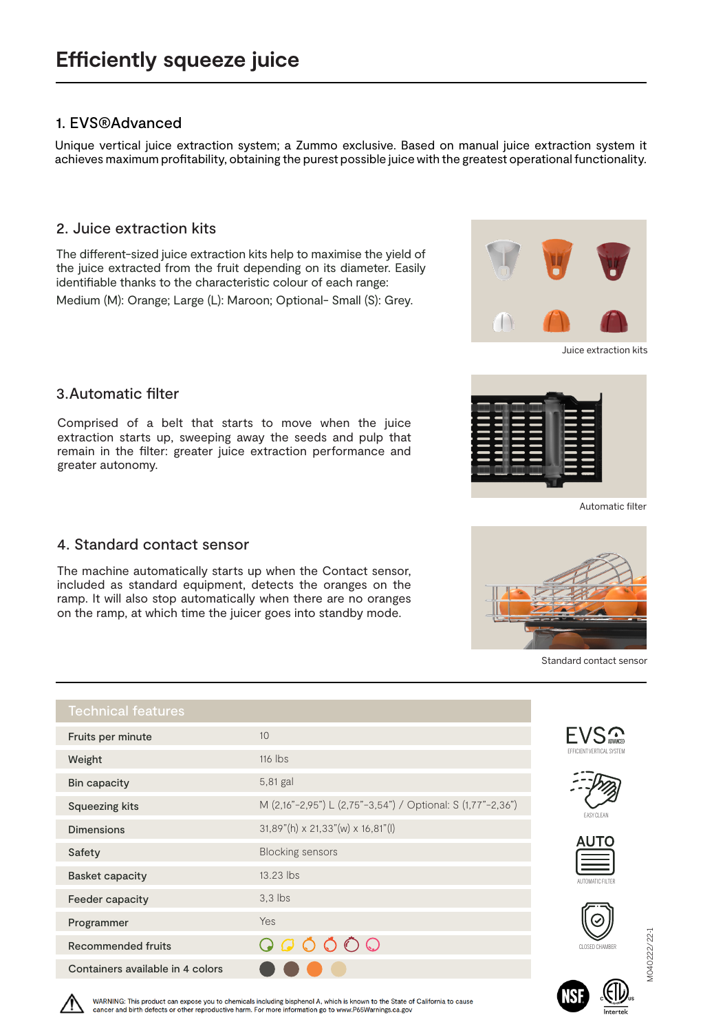# Efficiently squeeze juice

## 1. EVS®Advanced

Unique vertical juice extraction system; a Zummo exclusive. Based on manual juice extraction system it achieves maximum profitability, obtaining the purest possible juice with the greatest operational functionality.

## 2. Juice extraction kits

The different-sized juice extraction kits help to maximise the yield of the juice extracted from the fruit depending on its diameter. Easily identifiable thanks to the characteristic colour of each range:

Medium (M): Orange; Large (L): Maroon; Optional- Small (S): Grey.

Juice extraction kits

## 3.Automatic filter

Comprised of a belt that starts to move when the juice extraction starts up, sweeping away the seeds and pulp that remain in the filter: greater juice extraction performance and greater autonomy.

Automatic filter

## 4. Standard contact sensor

The machine automatically starts up when the Contact sensor, included as standard equipment, detects the oranges on the ramp. It will also stop automatically when there are no oranges on the ramp, at which time the juicer goes into standby mode.

Standard contact sensor

| Technical features | |
|---|---|
| Fruits per minute | 10 |
| Weight | 116 lbs |
| Bin capacity | 5,81 gal |
| Squeezing kits | M (2,16”-2,95”) L (2,75”-3,54”) / Optional: S (1,77”-2,36”) |
| Dimensions | 31,89”(h) x 21,33”(w) x 16,81”(l) |
| Safety | Blocking sensors |
| Basket capacity | 13.23 lbs |
| Feeder capacity | 3,3 lbs |
| Programmer | Yes |
| Recommended fruits | |
| Containers available in 4 colors | |

EVS ADVANCED EFFICIENT VERTICAL SYSTEM

EASY CLEAN

AUTO AUTOMATIC FILTER

CLOSED CHAMBER

NSF

Intertek

M040222/22-1

WARNING: This product can expose you to chemicals including bisphenol A, which is known to the State of California to cause cancer and birth defects or other reproductive harm. For more information go to www.P65Warnings.ca.gov